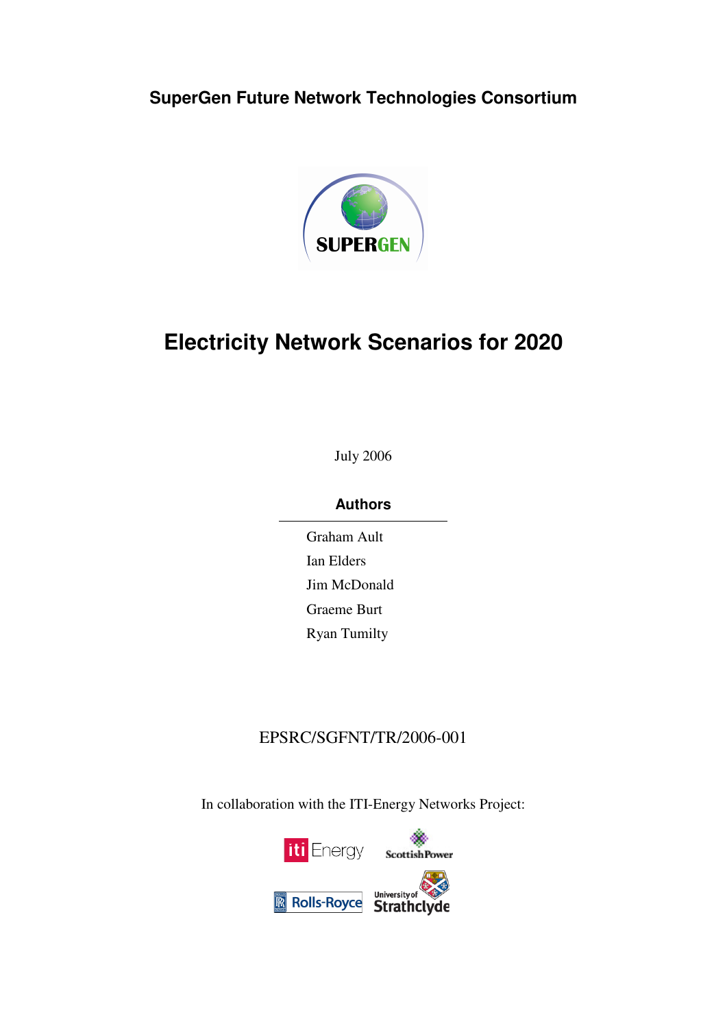**SuperGen Future Network Technologies Consortium**

# Electricity Network Scenarios for 2020

July 2006

**Authors**

Graham Ault
Ian Elders
Jim McDonald
Graeme Burt
Ryan Tumilty

EPSRC/SGFNT/TR/2006-001

In collaboration with the ITI-Energy Networks Project: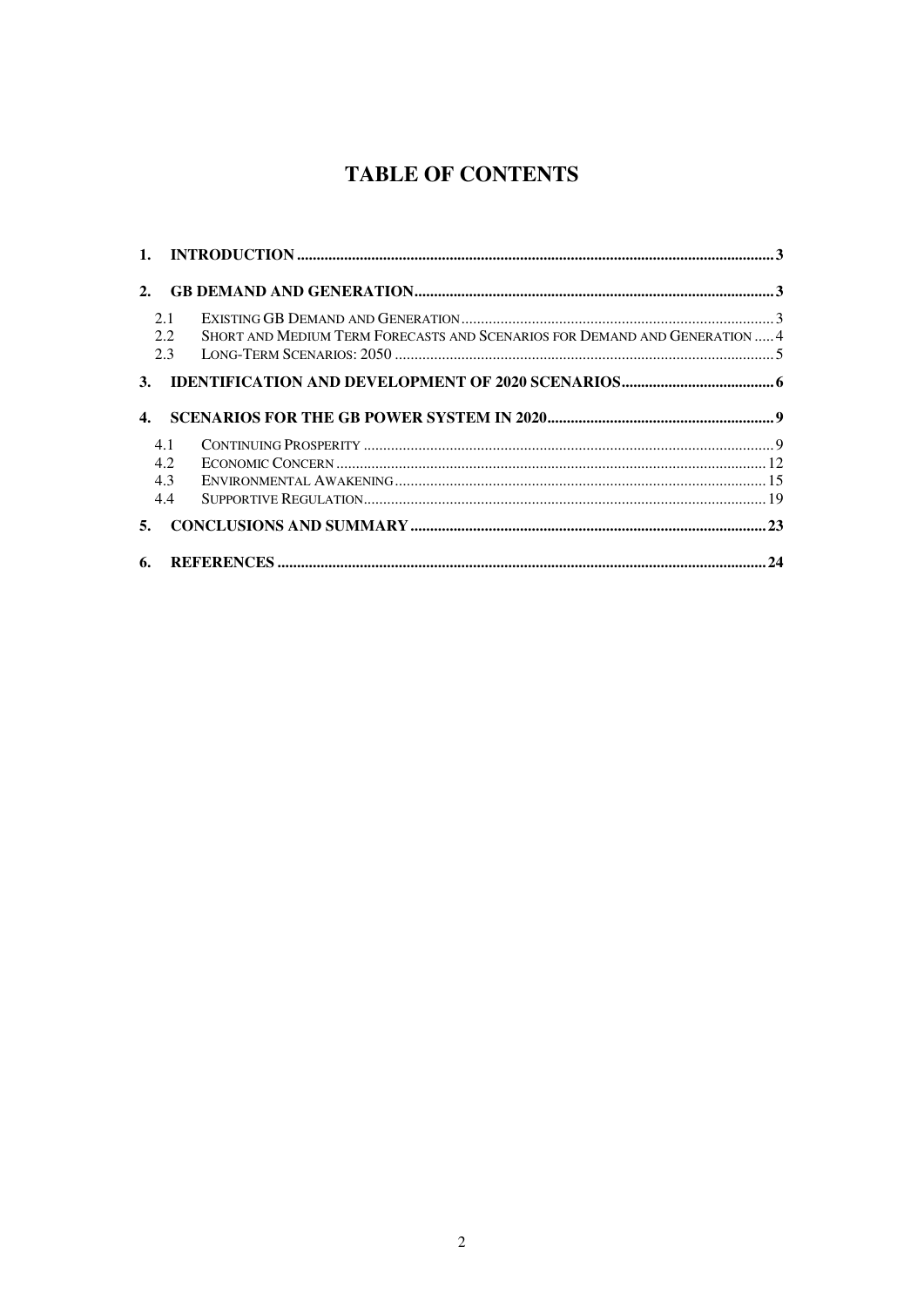# TABLE OF CONTENTS

1. INTRODUCTION ........................................................................................................... 3
2. GB DEMAND AND GENERATION ............................................................................. 3
   - 2.1 EXISTING GB DEMAND AND GENERATION ............................................................ 3
   - 2.2 SHORT AND MEDIUM TERM FORECASTS AND SCENARIOS FOR DEMAND AND GENERATION ..... 4
   - 2.3 LONG-TERM SCENARIOS: 2050 .................................................................................. 5
3. IDENTIFICATION AND DEVELOPMENT OF 2020 SCENARIOS ................................ 6
4. SCENARIOS FOR THE GB POWER SYSTEM IN 2020 ............................................... 9
   - 4.1 CONTINUING PROSPERITY ......................................................................................... 9
   - 4.2 ECONOMIC CONCERN ................................................................................................ 12
   - 4.3 ENVIRONMENTAL AWAKENING ................................................................................ 15
   - 4.4 SUPPORTIVE REGULATION ......................................................................................... 19
5. CONCLUSIONS AND SUMMARY ................................................................................ 23
6. REFERENCES ............................................................................................................... 24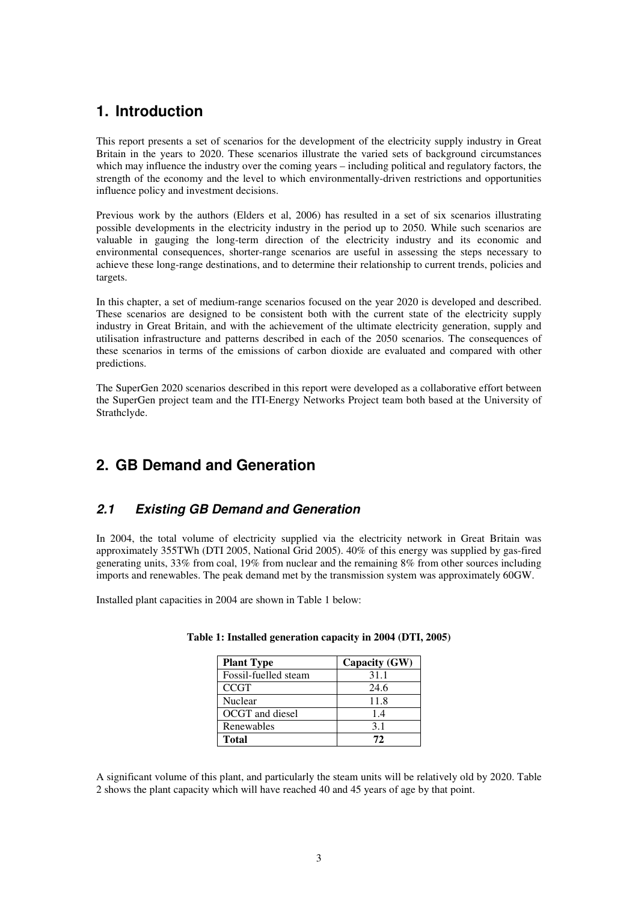# 1. Introduction

This report presents a set of scenarios for the development of the electricity supply industry in Great Britain in the years to 2020. These scenarios illustrate the varied sets of background circumstances which may influence the industry over the coming years – including political and regulatory factors, the strength of the economy and the level to which environmentally-driven restrictions and opportunities influence policy and investment decisions.

Previous work by the authors (Elders et al, 2006) has resulted in a set of six scenarios illustrating possible developments in the electricity industry in the period up to 2050. While such scenarios are valuable in gauging the long-term direction of the electricity industry and its economic and environmental consequences, shorter-range scenarios are useful in assessing the steps necessary to achieve these long-range destinations, and to determine their relationship to current trends, policies and targets.

In this chapter, a set of medium-range scenarios focused on the year 2020 is developed and described. These scenarios are designed to be consistent both with the current state of the electricity supply industry in Great Britain, and with the achievement of the ultimate electricity generation, supply and utilisation infrastructure and patterns described in each of the 2050 scenarios. The consequences of these scenarios in terms of the emissions of carbon dioxide are evaluated and compared with other predictions.

The SuperGen 2020 scenarios described in this report were developed as a collaborative effort between the SuperGen project team and the ITI-Energy Networks Project team both based at the University of Strathclyde.

# 2. GB Demand and Generation

## *2.1 Existing GB Demand and Generation*

In 2004, the total volume of electricity supplied via the electricity network in Great Britain was approximately 355TWh (DTI 2005, National Grid 2005). 40% of this energy was supplied by gas-fired generating units, 33% from coal, 19% from nuclear and the remaining 8% from other sources including imports and renewables. The peak demand met by the transmission system was approximately 60GW.

Installed plant capacities in 2004 are shown in Table 1 below:

**Table 1: Installed generation capacity in 2004 (DTI, 2005)**

| Plant Type | Capacity (GW) |
|---|---|
| Fossil-fuelled steam | 31.1 |
| CCGT | 24.6 |
| Nuclear | 11.8 |
| OCGT and diesel | 1.4 |
| Renewables | 3.1 |
| **Total** | **72** |

A significant volume of this plant, and particularly the steam units will be relatively old by 2020. Table 2 shows the plant capacity which will have reached 40 and 45 years of age by that point.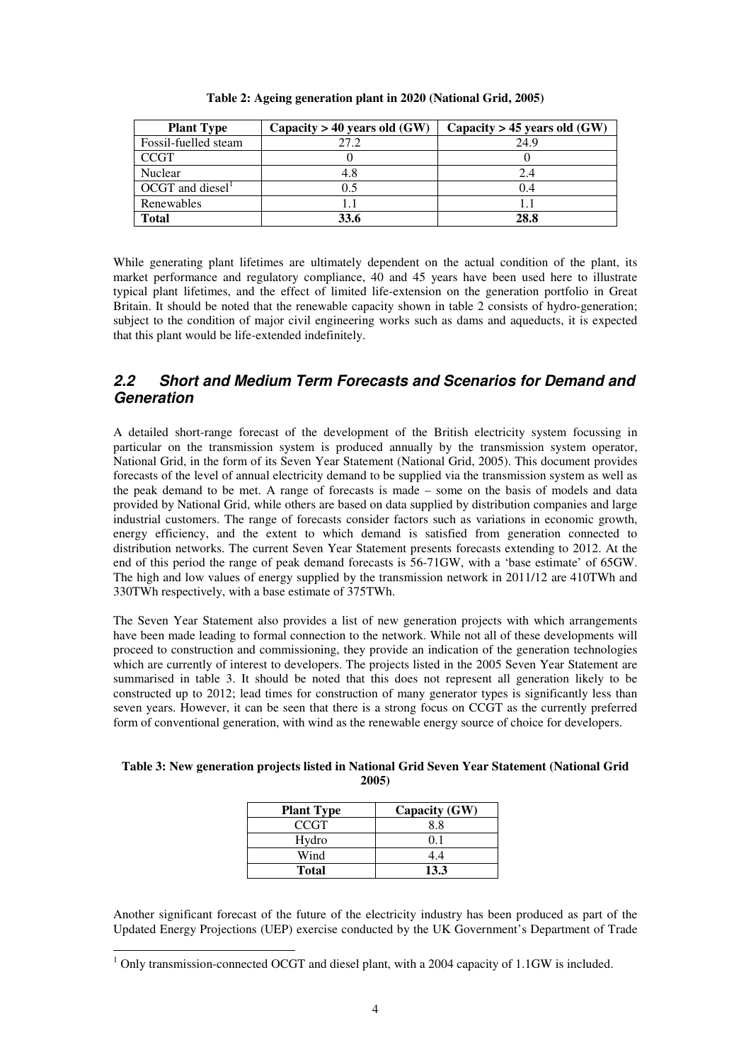**Table 2: Ageing generation plant in 2020 (National Grid, 2005)**

| Plant Type | Capacity > 40 years old (GW) | Capacity > 45 years old (GW) |
|---|---|---|
| Fossil-fuelled steam | 27.2 | 24.9 |
| CCGT | 0 | 0 |
| Nuclear | 4.8 | 2.4 |
| OCGT and diesel[1] | 0.5 | 0.4 |
| Renewables | 1.1 | 1.1 |
| **Total** | **33.6** | **28.8** |

While generating plant lifetimes are ultimately dependent on the actual condition of the plant, its market performance and regulatory compliance, 40 and 45 years have been used here to illustrate typical plant lifetimes, and the effect of limited life-extension on the generation portfolio in Great Britain. It should be noted that the renewable capacity shown in table 2 consists of hydro-generation; subject to the condition of major civil engineering works such as dams and aqueducts, it is expected that this plant would be life-extended indefinitely.

## *2.2 Short and Medium Term Forecasts and Scenarios for Demand and Generation*

A detailed short-range forecast of the development of the British electricity system focussing in particular on the transmission system is produced annually by the transmission system operator, National Grid, in the form of its Seven Year Statement (National Grid, 2005). This document provides forecasts of the level of annual electricity demand to be supplied via the transmission system as well as the peak demand to be met. A range of forecasts is made – some on the basis of models and data provided by National Grid, while others are based on data supplied by distribution companies and large industrial customers. The range of forecasts consider factors such as variations in economic growth, energy efficiency, and the extent to which demand is satisfied from generation connected to distribution networks. The current Seven Year Statement presents forecasts extending to 2012. At the end of this period the range of peak demand forecasts is 56-71GW, with a 'base estimate' of 65GW. The high and low values of energy supplied by the transmission network in 2011/12 are 410TWh and 330TWh respectively, with a base estimate of 375TWh.

The Seven Year Statement also provides a list of new generation projects with which arrangements have been made leading to formal connection to the network. While not all of these developments will proceed to construction and commissioning, they provide an indication of the generation technologies which are currently of interest to developers. The projects listed in the 2005 Seven Year Statement are summarised in table 3. It should be noted that this does not represent all generation likely to be constructed up to 2012; lead times for construction of many generator types is significantly less than seven years. However, it can be seen that there is a strong focus on CCGT as the currently preferred form of conventional generation, with wind as the renewable energy source of choice for developers.

**Table 3: New generation projects listed in National Grid Seven Year Statement (National Grid 2005)**

| Plant Type | Capacity (GW) |
|---|---|
| CCGT | 8.8 |
| Hydro | 0.1 |
| Wind | 4.4 |
| **Total** | **13.3** |

Another significant forecast of the future of the electricity industry has been produced as part of the Updated Energy Projections (UEP) exercise conducted by the UK Government's Department of Trade

[1] Only transmission-connected OCGT and diesel plant, with a 2004 capacity of 1.1GW is included.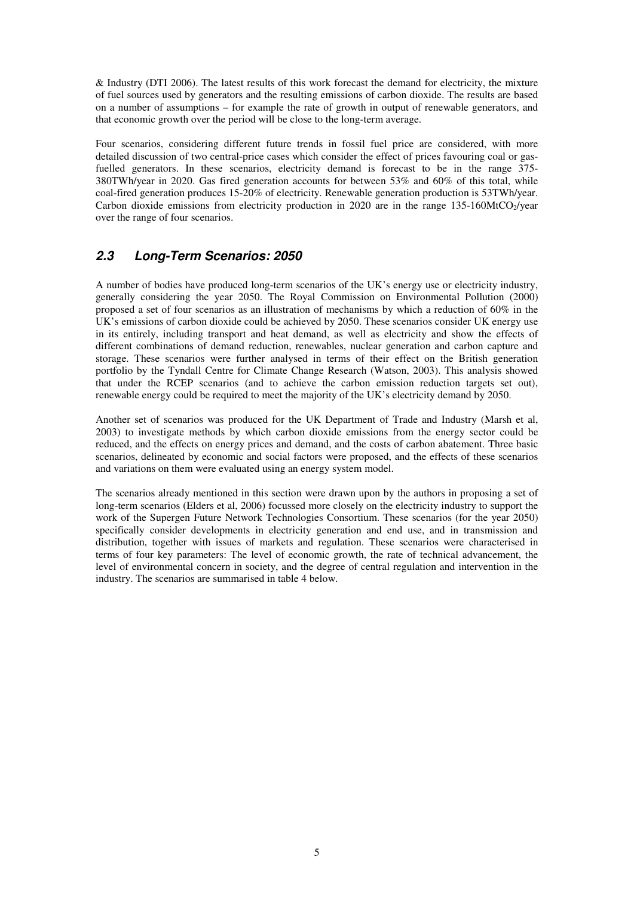& Industry (DTI 2006). The latest results of this work forecast the demand for electricity, the mixture of fuel sources used by generators and the resulting emissions of carbon dioxide. The results are based on a number of assumptions – for example the rate of growth in output of renewable generators, and that economic growth over the period will be close to the long-term average.

Four scenarios, considering different future trends in fossil fuel price are considered, with more detailed discussion of two central-price cases which consider the effect of prices favouring coal or gas-fuelled generators. In these scenarios, electricity demand is forecast to be in the range 375-380TWh/year in 2020. Gas fired generation accounts for between 53% and 60% of this total, while coal-fired generation produces 15-20% of electricity. Renewable generation production is 53TWh/year. Carbon dioxide emissions from electricity production in 2020 are in the range 135-160Mt$CO_2$/year over the range of four scenarios.

## *2.3 Long-Term Scenarios: 2050*

A number of bodies have produced long-term scenarios of the UK's energy use or electricity industry, generally considering the year 2050. The Royal Commission on Environmental Pollution (2000) proposed a set of four scenarios as an illustration of mechanisms by which a reduction of 60% in the UK's emissions of carbon dioxide could be achieved by 2050. These scenarios consider UK energy use in its entirely, including transport and heat demand, as well as electricity and show the effects of different combinations of demand reduction, renewables, nuclear generation and carbon capture and storage. These scenarios were further analysed in terms of their effect on the British generation portfolio by the Tyndall Centre for Climate Change Research (Watson, 2003). This analysis showed that under the RCEP scenarios (and to achieve the carbon emission reduction targets set out), renewable energy could be required to meet the majority of the UK's electricity demand by 2050.

Another set of scenarios was produced for the UK Department of Trade and Industry (Marsh et al, 2003) to investigate methods by which carbon dioxide emissions from the energy sector could be reduced, and the effects on energy prices and demand, and the costs of carbon abatement. Three basic scenarios, delineated by economic and social factors were proposed, and the effects of these scenarios and variations on them were evaluated using an energy system model.

The scenarios already mentioned in this section were drawn upon by the authors in proposing a set of long-term scenarios (Elders et al, 2006) focussed more closely on the electricity industry to support the work of the Supergen Future Network Technologies Consortium. These scenarios (for the year 2050) specifically consider developments in electricity generation and end use, and in transmission and distribution, together with issues of markets and regulation. These scenarios were characterised in terms of four key parameters: The level of economic growth, the rate of technical advancement, the level of environmental concern in society, and the degree of central regulation and intervention in the industry. The scenarios are summarised in table 4 below.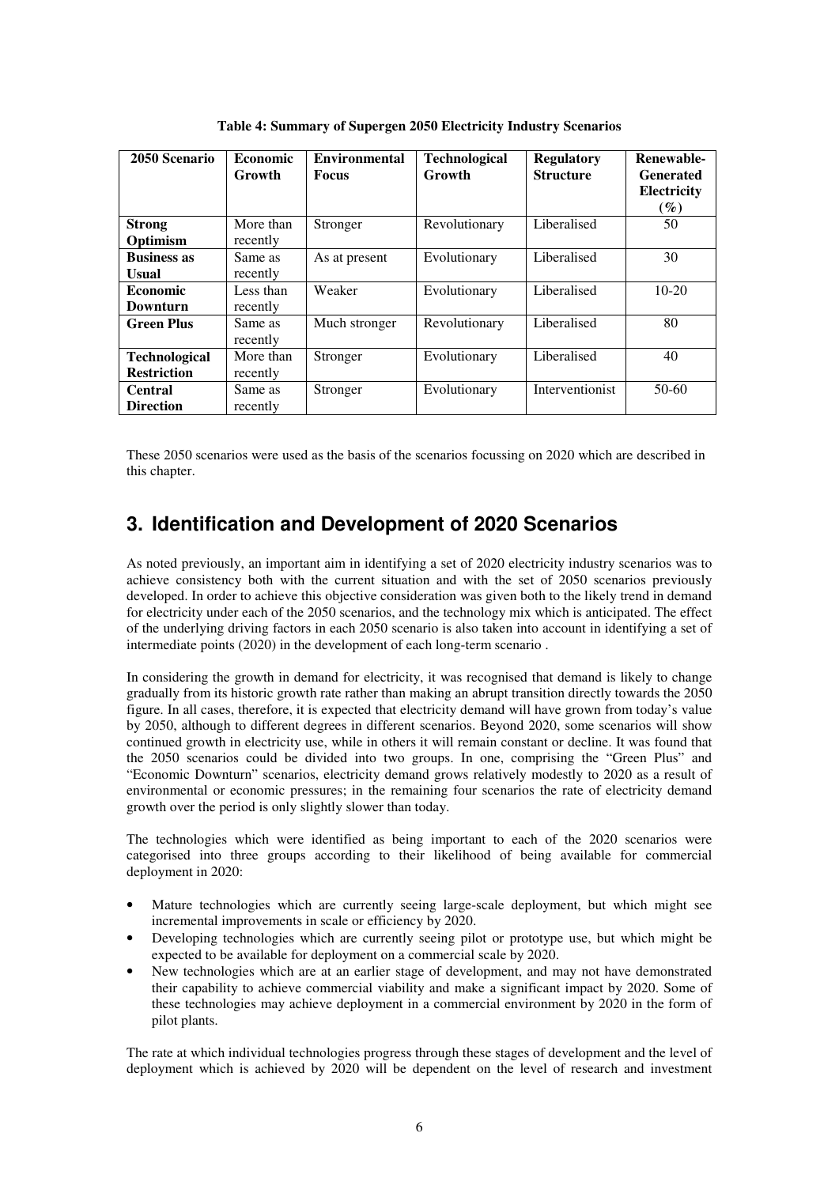**Table 4: Summary of Supergen 2050 Electricity Industry Scenarios**

| 2050 Scenario | Economic Growth | Environmental Focus | Technological Growth | Regulatory Structure | Renewable-Generated Electricity (%) |
|---|---|---|---|---|---|
| **Strong Optimism** | More than recently | Stronger | Revolutionary | Liberalised | 50 |
| **Business as Usual** | Same as recently | As at present | Evolutionary | Liberalised | 30 |
| **Economic Downturn** | Less than recently | Weaker | Evolutionary | Liberalised | 10-20 |
| **Green Plus** | Same as recently | Much stronger | Revolutionary | Liberalised | 80 |
| **Technological Restriction** | More than recently | Stronger | Evolutionary | Liberalised | 40 |
| **Central Direction** | Same as recently | Stronger | Evolutionary | Interventionist | 50-60 |

These 2050 scenarios were used as the basis of the scenarios focussing on 2020 which are described in this chapter.

# 3. Identification and Development of 2020 Scenarios

As noted previously, an important aim in identifying a set of 2020 electricity industry scenarios was to achieve consistency both with the current situation and with the set of 2050 scenarios previously developed. In order to achieve this objective consideration was given both to the likely trend in demand for electricity under each of the 2050 scenarios, and the technology mix which is anticipated. The effect of the underlying driving factors in each 2050 scenario is also taken into account in identifying a set of intermediate points (2020) in the development of each long-term scenario .

In considering the growth in demand for electricity, it was recognised that demand is likely to change gradually from its historic growth rate rather than making an abrupt transition directly towards the 2050 figure. In all cases, therefore, it is expected that electricity demand will have grown from today's value by 2050, although to different degrees in different scenarios. Beyond 2020, some scenarios will show continued growth in electricity use, while in others it will remain constant or decline. It was found that the 2050 scenarios could be divided into two groups. In one, comprising the "Green Plus" and "Economic Downturn" scenarios, electricity demand grows relatively modestly to 2020 as a result of environmental or economic pressures; in the remaining four scenarios the rate of electricity demand growth over the period is only slightly slower than today.

The technologies which were identified as being important to each of the 2020 scenarios were categorised into three groups according to their likelihood of being available for commercial deployment in 2020:

- Mature technologies which are currently seeing large-scale deployment, but which might see incremental improvements in scale or efficiency by 2020.
- Developing technologies which are currently seeing pilot or prototype use, but which might be expected to be available for deployment on a commercial scale by 2020.
- New technologies which are at an earlier stage of development, and may not have demonstrated their capability to achieve commercial viability and make a significant impact by 2020. Some of these technologies may achieve deployment in a commercial environment by 2020 in the form of pilot plants.

The rate at which individual technologies progress through these stages of development and the level of deployment which is achieved by 2020 will be dependent on the level of research and investment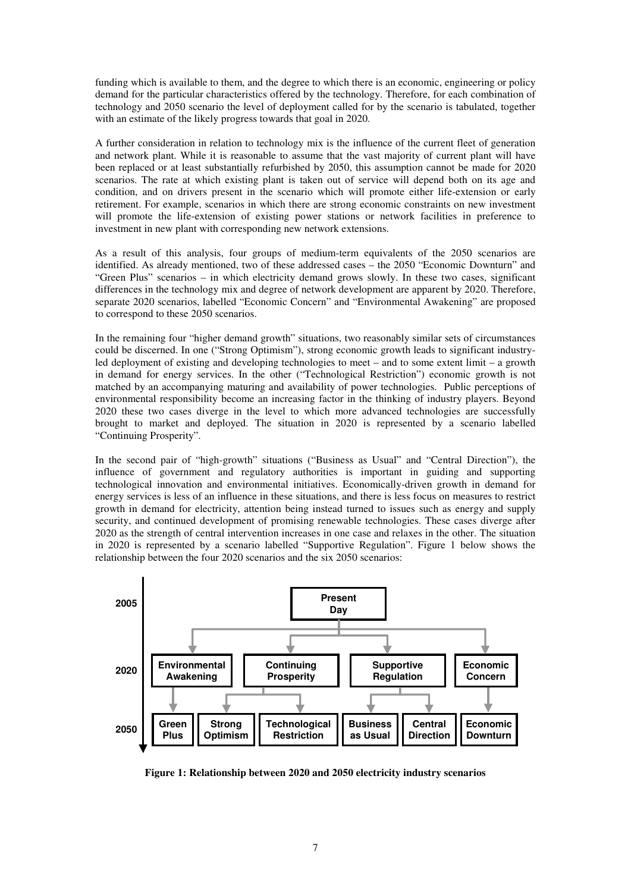funding which is available to them, and the degree to which there is an economic, engineering or policy demand for the particular characteristics offered by the technology. Therefore, for each combination of technology and 2050 scenario the level of deployment called for by the scenario is tabulated, together with an estimate of the likely progress towards that goal in 2020.

A further consideration in relation to technology mix is the influence of the current fleet of generation and network plant. While it is reasonable to assume that the vast majority of current plant will have been replaced or at least substantially refurbished by 2050, this assumption cannot be made for 2020 scenarios. The rate at which existing plant is taken out of service will depend both on its age and condition, and on drivers present in the scenario which will promote either life-extension or early retirement. For example, scenarios in which there are strong economic constraints on new investment will promote the life-extension of existing power stations or network facilities in preference to investment in new plant with corresponding new network extensions.

As a result of this analysis, four groups of medium-term equivalents of the 2050 scenarios are identified. As already mentioned, two of these addressed cases – the 2050 "Economic Downturn" and "Green Plus" scenarios – in which electricity demand grows slowly. In these two cases, significant differences in the technology mix and degree of network development are apparent by 2020. Therefore, separate 2020 scenarios, labelled "Economic Concern" and "Environmental Awakening" are proposed to correspond to these 2050 scenarios.

In the remaining four "higher demand growth" situations, two reasonably similar sets of circumstances could be discerned. In one ("Strong Optimism"), strong economic growth leads to significant industry-led deployment of existing and developing technologies to meet – and to some extent limit – a growth in demand for energy services. In the other ("Technological Restriction") economic growth is not matched by an accompanying maturing and availability of power technologies. Public perceptions of environmental responsibility become an increasing factor in the thinking of industry players. Beyond 2020 these two cases diverge in the level to which more advanced technologies are successfully brought to market and deployed. The situation in 2020 is represented by a scenario labelled "Continuing Prosperity".

In the second pair of "high-growth" situations ("Business as Usual" and "Central Direction"), the influence of government and regulatory authorities is important in guiding and supporting technological innovation and environmental initiatives. Economically-driven growth in demand for energy services is less of an influence in these situations, and there is less focus on measures to restrict growth in demand for electricity, attention being instead turned to issues such as energy and supply security, and continued development of promising renewable technologies. These cases diverge after 2020 as the strength of central intervention increases in one case and relaxes in the other. The situation in 2020 is represented by a scenario labelled "Supportive Regulation". Figure 1 below shows the relationship between the four 2020 scenarios and the six 2050 scenarios:

**Figure 1: Relationship between 2020 and 2050 electricity industry scenarios**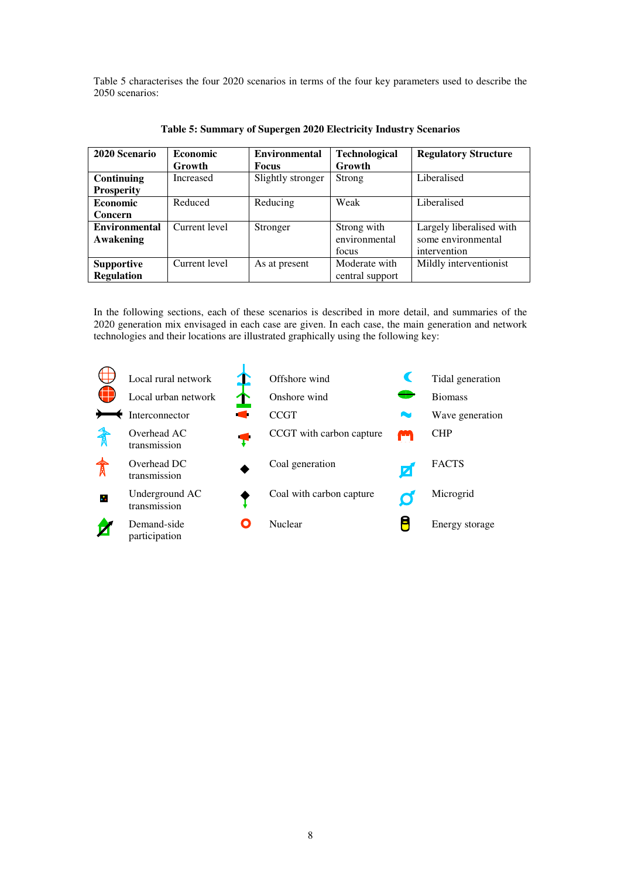Table 5 characterises the four 2020 scenarios in terms of the four key parameters used to describe the 2050 scenarios:

**Table 5: Summary of Supergen 2020 Electricity Industry Scenarios**

| 2020 Scenario | Economic Growth | Environmental Focus | Technological Growth | Regulatory Structure |
|---|---|---|---|---|
| **Continuing Prosperity** | Increased | Slightly stronger | Strong | Liberalised |
| **Economic Concern** | Reduced | Reducing | Weak | Liberalised |
| **Environmental Awakening** | Current level | Stronger | Strong with environmental focus | Largely liberalised with some environmental intervention |
| **Supportive Regulation** | Current level | As at present | Moderate with central support | Mildly interventionist |

In the following sections, each of these scenarios is described in more detail, and summaries of the 2020 generation mix envisaged in each case are given. In each case, the main generation and network technologies and their locations are illustrated graphically using the following key:

| | | |
|---|---|---|
| Local rural network | Offshore wind | Tidal generation |
| Local urban network | Onshore wind | Biomass |
| Interconnector | CCGT | Wave generation |
| Overhead AC transmission | CCGT with carbon capture | CHP |
| Overhead DC transmission | Coal generation | FACTS |
| Underground AC transmission | Coal with carbon capture | Microgrid |
| Demand-side participation | Nuclear | Energy storage |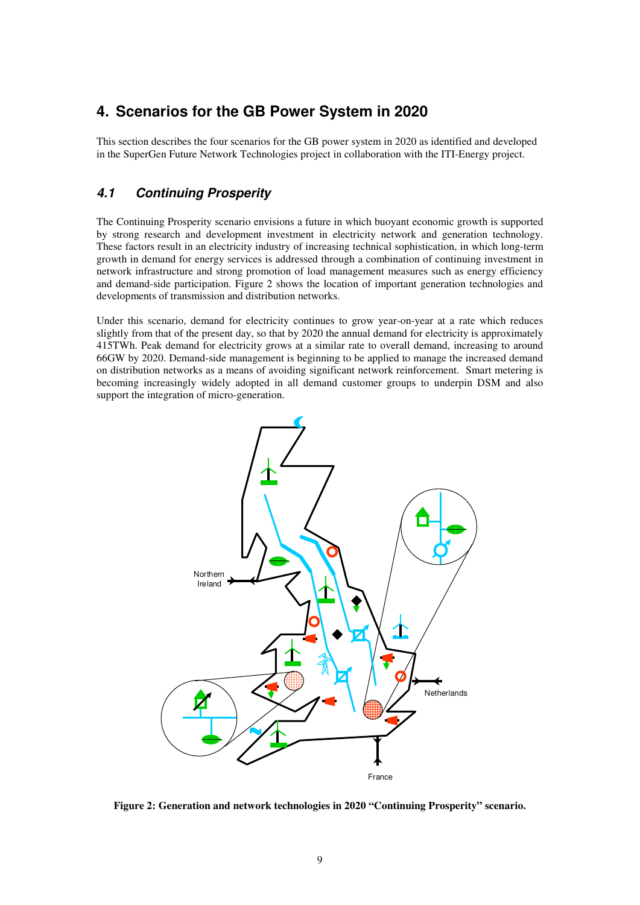# 4. Scenarios for the GB Power System in 2020

This section describes the four scenarios for the GB power system in 2020 as identified and developed in the SuperGen Future Network Technologies project in collaboration with the ITI-Energy project.

## *4.1 Continuing Prosperity*

The Continuing Prosperity scenario envisions a future in which buoyant economic growth is supported by strong research and development investment in electricity network and generation technology. These factors result in an electricity industry of increasing technical sophistication, in which long-term growth in demand for energy services is addressed through a combination of continuing investment in network infrastructure and strong promotion of load management measures such as energy efficiency and demand-side participation. Figure 2 shows the location of important generation technologies and developments of transmission and distribution networks.

Under this scenario, demand for electricity continues to grow year-on-year at a rate which reduces slightly from that of the present day, so that by 2020 the annual demand for electricity is approximately 415TWh. Peak demand for electricity grows at a similar rate to overall demand, increasing to around 66GW by 2020. Demand-side management is beginning to be applied to manage the increased demand on distribution networks as a means of avoiding significant network reinforcement. Smart metering is becoming increasingly widely adopted in all demand customer groups to underpin DSM and also support the integration of micro-generation.

Northern Ireland

Netherlands

France

**Figure 2: Generation and network technologies in 2020 "Continuing Prosperity" scenario.**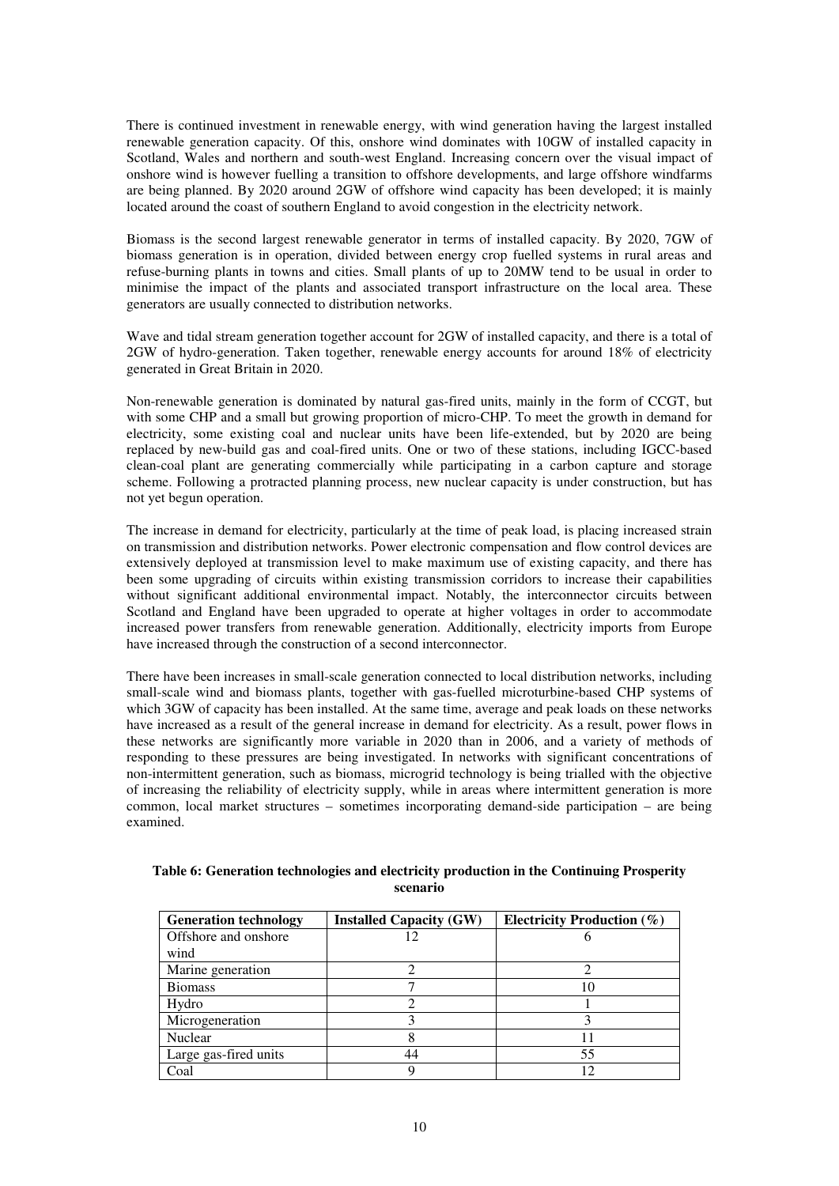There is continued investment in renewable energy, with wind generation having the largest installed renewable generation capacity. Of this, onshore wind dominates with 10GW of installed capacity in Scotland, Wales and northern and south-west England. Increasing concern over the visual impact of onshore wind is however fuelling a transition to offshore developments, and large offshore windfarms are being planned. By 2020 around 2GW of offshore wind capacity has been developed; it is mainly located around the coast of southern England to avoid congestion in the electricity network.

Biomass is the second largest renewable generator in terms of installed capacity. By 2020, 7GW of biomass generation is in operation, divided between energy crop fuelled systems in rural areas and refuse-burning plants in towns and cities. Small plants of up to 20MW tend to be usual in order to minimise the impact of the plants and associated transport infrastructure on the local area. These generators are usually connected to distribution networks.

Wave and tidal stream generation together account for 2GW of installed capacity, and there is a total of 2GW of hydro-generation. Taken together, renewable energy accounts for around 18% of electricity generated in Great Britain in 2020.

Non-renewable generation is dominated by natural gas-fired units, mainly in the form of CCGT, but with some CHP and a small but growing proportion of micro-CHP. To meet the growth in demand for electricity, some existing coal and nuclear units have been life-extended, but by 2020 are being replaced by new-build gas and coal-fired units. One or two of these stations, including IGCC-based clean-coal plant are generating commercially while participating in a carbon capture and storage scheme. Following a protracted planning process, new nuclear capacity is under construction, but has not yet begun operation.

The increase in demand for electricity, particularly at the time of peak load, is placing increased strain on transmission and distribution networks. Power electronic compensation and flow control devices are extensively deployed at transmission level to make maximum use of existing capacity, and there has been some upgrading of circuits within existing transmission corridors to increase their capabilities without significant additional environmental impact. Notably, the interconnector circuits between Scotland and England have been upgraded to operate at higher voltages in order to accommodate increased power transfers from renewable generation. Additionally, electricity imports from Europe have increased through the construction of a second interconnector.

There have been increases in small-scale generation connected to local distribution networks, including small-scale wind and biomass plants, together with gas-fuelled microturbine-based CHP systems of which 3GW of capacity has been installed. At the same time, average and peak loads on these networks have increased as a result of the general increase in demand for electricity. As a result, power flows in these networks are significantly more variable in 2020 than in 2006, and a variety of methods of responding to these pressures are being investigated. In networks with significant concentrations of non-intermittent generation, such as biomass, microgrid technology is being trialled with the objective of increasing the reliability of electricity supply, while in areas where intermittent generation is more common, local market structures – sometimes incorporating demand-side participation – are being examined.

**Table 6: Generation technologies and electricity production in the Continuing Prosperity scenario**

| Generation technology | Installed Capacity (GW) | Electricity Production (%) |
|---|---|---|
| Offshore and onshore wind | 12 | 6 |
| Marine generation | 2 | 2 |
| Biomass | 7 | 10 |
| Hydro | 2 | 1 |
| Microgeneration | 3 | 3 |
| Nuclear | 8 | 11 |
| Large gas-fired units | 44 | 55 |
| Coal | 9 | 12 |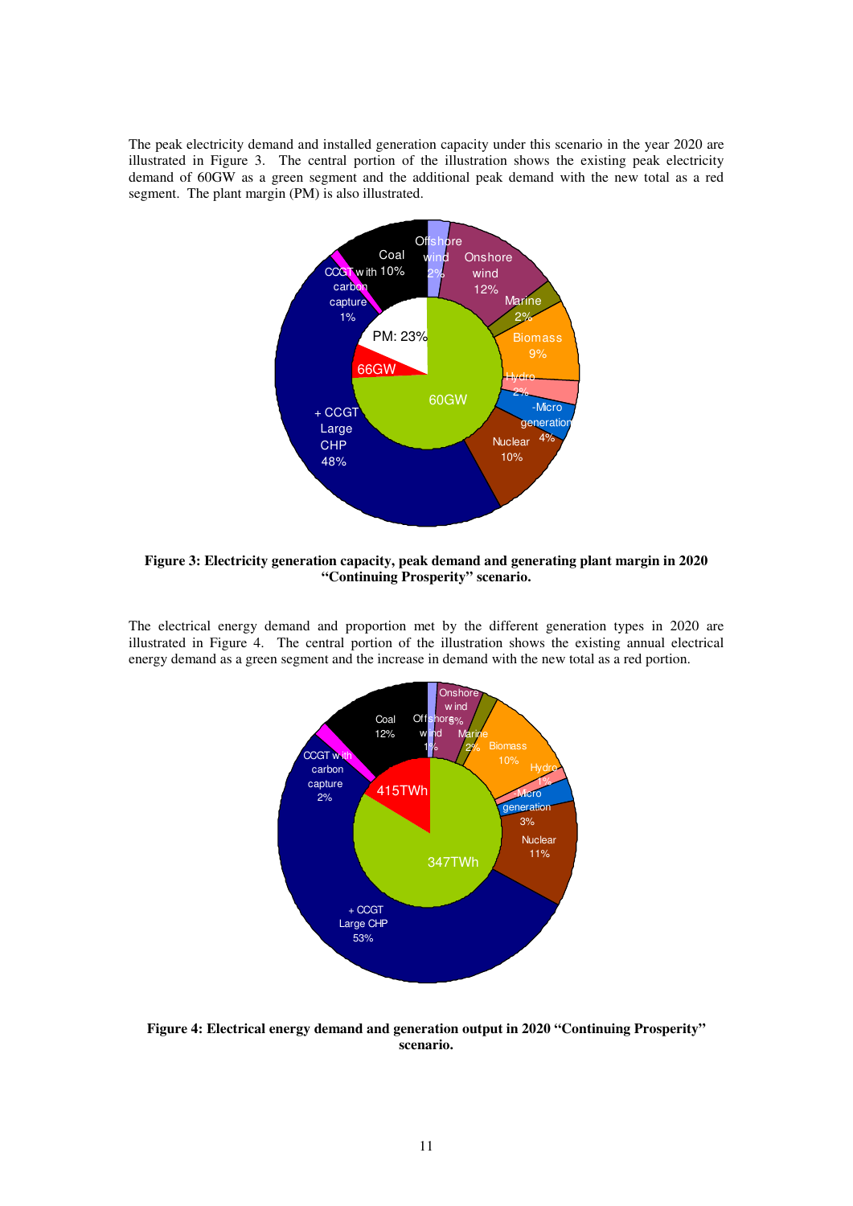The peak electricity demand and installed generation capacity under this scenario in the year 2020 are illustrated in Figure 3. The central portion of the illustration shows the existing peak electricity demand of 60GW as a green segment and the additional peak demand with the new total as a red segment. The plant margin (PM) is also illustrated.

**Figure 3: Electricity generation capacity, peak demand and generating plant margin in 2020 "Continuing Prosperity" scenario.**

The electrical energy demand and proportion met by the different generation types in 2020 are illustrated in Figure 4. The central portion of the illustration shows the existing annual electrical energy demand as a green segment and the increase in demand with the new total as a red portion.

**Figure 4: Electrical energy demand and generation output in 2020 "Continuing Prosperity" scenario.**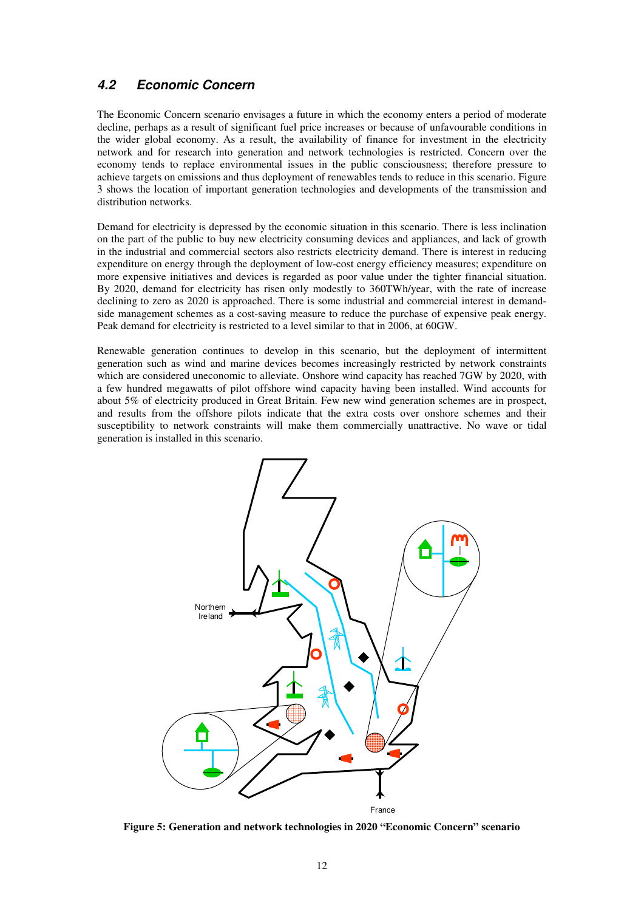### 4.2 Economic Concern

The Economic Concern scenario envisages a future in which the economy enters a period of moderate decline, perhaps as a result of significant fuel price increases or because of unfavourable conditions in the wider global economy. As a result, the availability of finance for investment in the electricity network and for research into generation and network technologies is restricted. Concern over the economy tends to replace environmental issues in the public consciousness; therefore pressure to achieve targets on emissions and thus deployment of renewables tends to reduce in this scenario. Figure 3 shows the location of important generation technologies and developments of the transmission and distribution networks.

Demand for electricity is depressed by the economic situation in this scenario. There is less inclination on the part of the public to buy new electricity consuming devices and appliances, and lack of growth in the industrial and commercial sectors also restricts electricity demand. There is interest in reducing expenditure on energy through the deployment of low-cost energy efficiency measures; expenditure on more expensive initiatives and devices is regarded as poor value under the tighter financial situation. By 2020, demand for electricity has risen only modestly to 360TWh/year, with the rate of increase declining to zero as 2020 is approached. There is some industrial and commercial interest in demand-side management schemes as a cost-saving measure to reduce the purchase of expensive peak energy. Peak demand for electricity is restricted to a level similar to that in 2006, at 60GW.

Renewable generation continues to develop in this scenario, but the deployment of intermittent generation such as wind and marine devices becomes increasingly restricted by network constraints which are considered uneconomic to alleviate. Onshore wind capacity has reached 7GW by 2020, with a few hundred megawatts of pilot offshore wind capacity having been installed. Wind accounts for about 5% of electricity produced in Great Britain. Few new wind generation schemes are in prospect, and results from the offshore pilots indicate that the extra costs over onshore schemes and their susceptibility to network constraints will make them commercially unattractive. No wave or tidal generation is installed in this scenario.

**Figure 5: Generation and network technologies in 2020 "Economic Concern" scenario**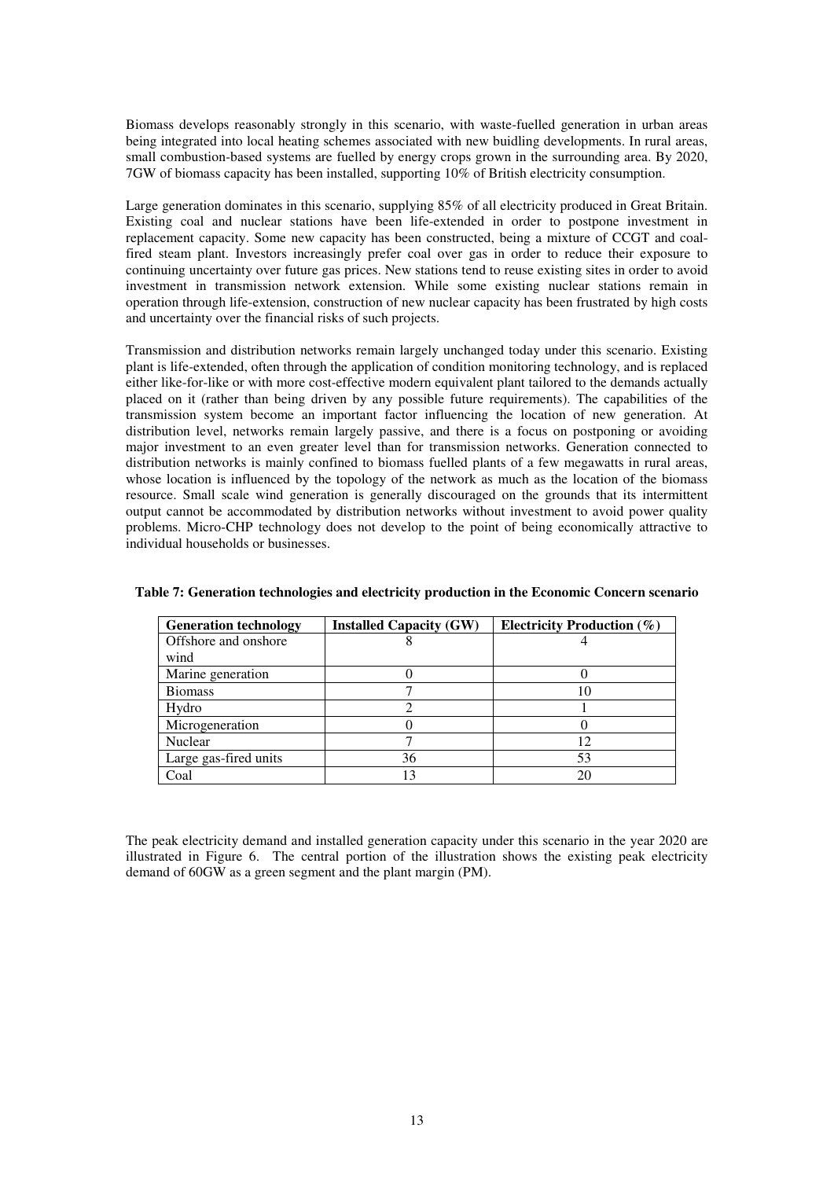Biomass develops reasonably strongly in this scenario, with waste-fuelled generation in urban areas being integrated into local heating schemes associated with new buidling developments. In rural areas, small combustion-based systems are fuelled by energy crops grown in the surrounding area. By 2020, 7GW of biomass capacity has been installed, supporting 10% of British electricity consumption.

Large generation dominates in this scenario, supplying 85% of all electricity produced in Great Britain. Existing coal and nuclear stations have been life-extended in order to postpone investment in replacement capacity. Some new capacity has been constructed, being a mixture of CCGT and coal-fired steam plant. Investors increasingly prefer coal over gas in order to reduce their exposure to continuing uncertainty over future gas prices. New stations tend to reuse existing sites in order to avoid investment in transmission network extension. While some existing nuclear stations remain in operation through life-extension, construction of new nuclear capacity has been frustrated by high costs and uncertainty over the financial risks of such projects.

Transmission and distribution networks remain largely unchanged today under this scenario. Existing plant is life-extended, often through the application of condition monitoring technology, and is replaced either like-for-like or with more cost-effective modern equivalent plant tailored to the demands actually placed on it (rather than being driven by any possible future requirements). The capabilities of the transmission system become an important factor influencing the location of new generation. At distribution level, networks remain largely passive, and there is a focus on postponing or avoiding major investment to an even greater level than for transmission networks. Generation connected to distribution networks is mainly confined to biomass fuelled plants of a few megawatts in rural areas, whose location is influenced by the topology of the network as much as the location of the biomass resource. Small scale wind generation is generally discouraged on the grounds that its intermittent output cannot be accommodated by distribution networks without investment to avoid power quality problems. Micro-CHP technology does not develop to the point of being economically attractive to individual households or businesses.

**Table 7: Generation technologies and electricity production in the Economic Concern scenario**

| Generation technology | Installed Capacity (GW) | Electricity Production (%) |
|---|---|---|
| Offshore and onshore wind | 8 | 4 |
| Marine generation | 0 | 0 |
| Biomass | 7 | 10 |
| Hydro | 2 | 1 |
| Microgeneration | 0 | 0 |
| Nuclear | 7 | 12 |
| Large gas-fired units | 36 | 53 |
| Coal | 13 | 20 |

The peak electricity demand and installed generation capacity under this scenario in the year 2020 are illustrated in Figure 6. The central portion of the illustration shows the existing peak electricity demand of 60GW as a green segment and the plant margin (PM).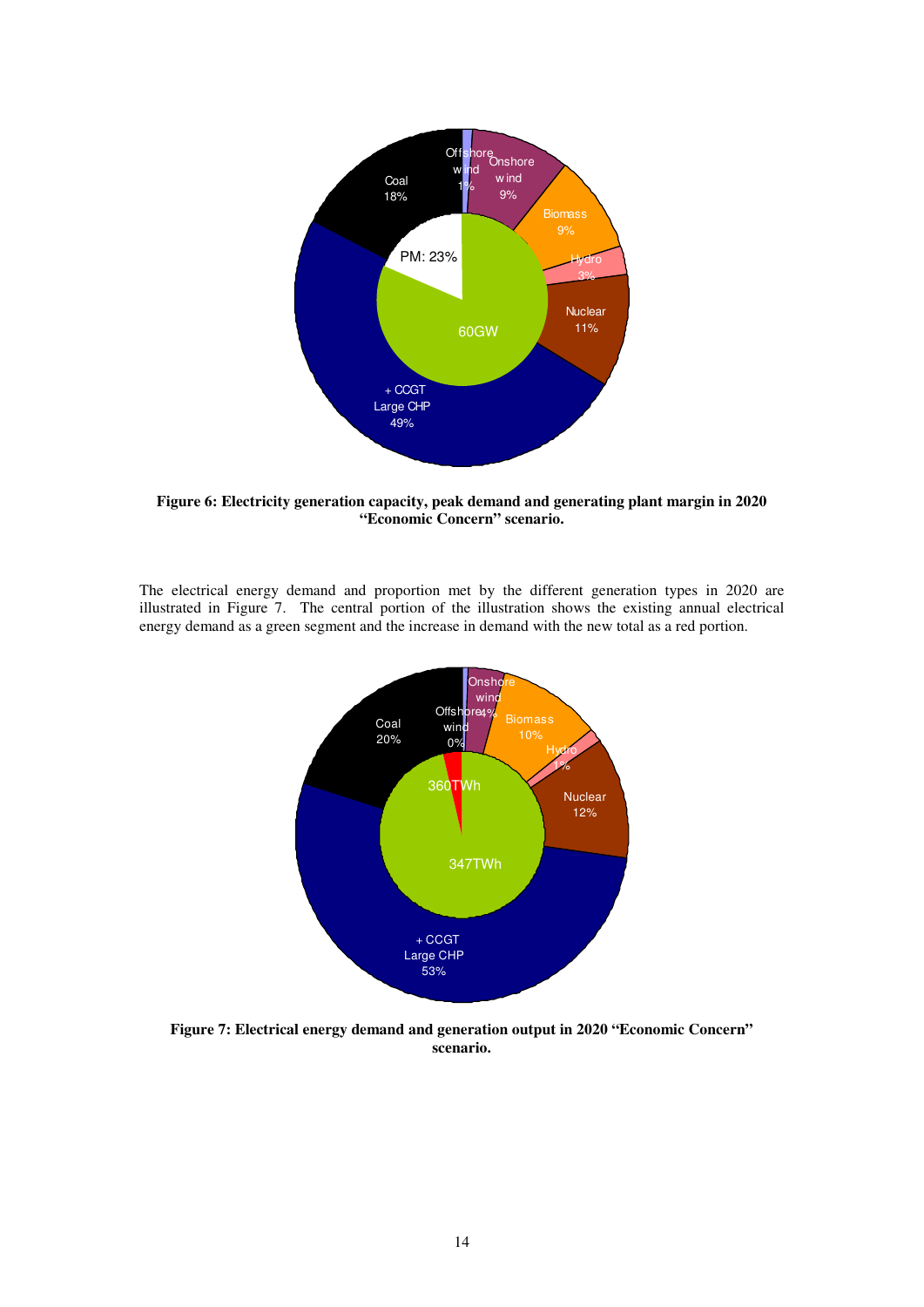**Figure 6: Electricity generation capacity, peak demand and generating plant margin in 2020 "Economic Concern" scenario.**

The electrical energy demand and proportion met by the different generation types in 2020 are illustrated in Figure 7. The central portion of the illustration shows the existing annual electrical energy demand as a green segment and the increase in demand with the new total as a red portion.

**Figure 7: Electrical energy demand and generation output in 2020 "Economic Concern" scenario.**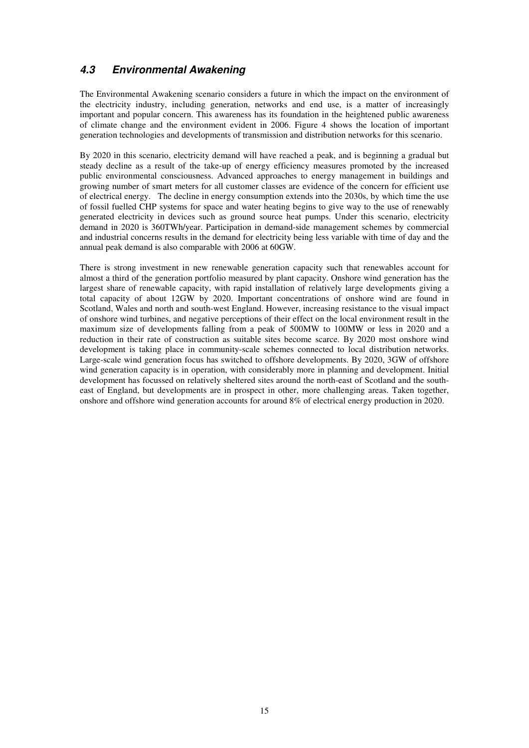### *4.3 Environmental Awakening*

The Environmental Awakening scenario considers a future in which the impact on the environment of the electricity industry, including generation, networks and end use, is a matter of increasingly important and popular concern. This awareness has its foundation in the heightened public awareness of climate change and the environment evident in 2006. Figure 4 shows the location of important generation technologies and developments of transmission and distribution networks for this scenario.

By 2020 in this scenario, electricity demand will have reached a peak, and is beginning a gradual but steady decline as a result of the take-up of energy efficiency measures promoted by the increased public environmental consciousness. Advanced approaches to energy management in buildings and growing number of smart meters for all customer classes are evidence of the concern for efficient use of electrical energy. The decline in energy consumption extends into the 2030s, by which time the use of fossil fuelled CHP systems for space and water heating begins to give way to the use of renewably generated electricity in devices such as ground source heat pumps. Under this scenario, electricity demand in 2020 is 360TWh/year. Participation in demand-side management schemes by commercial and industrial concerns results in the demand for electricity being less variable with time of day and the annual peak demand is also comparable with 2006 at 60GW.

There is strong investment in new renewable generation capacity such that renewables account for almost a third of the generation portfolio measured by plant capacity. Onshore wind generation has the largest share of renewable capacity, with rapid installation of relatively large developments giving a total capacity of about 12GW by 2020. Important concentrations of onshore wind are found in Scotland, Wales and north and south-west England. However, increasing resistance to the visual impact of onshore wind turbines, and negative perceptions of their effect on the local environment result in the maximum size of developments falling from a peak of 500MW to 100MW or less in 2020 and a reduction in their rate of construction as suitable sites become scarce. By 2020 most onshore wind development is taking place in community-scale schemes connected to local distribution networks. Large-scale wind generation focus has switched to offshore developments. By 2020, 3GW of offshore wind generation capacity is in operation, with considerably more in planning and development. Initial development has focussed on relatively sheltered sites around the north-east of Scotland and the south-east of England, but developments are in prospect in other, more challenging areas. Taken together, onshore and offshore wind generation accounts for around 8% of electrical energy production in 2020.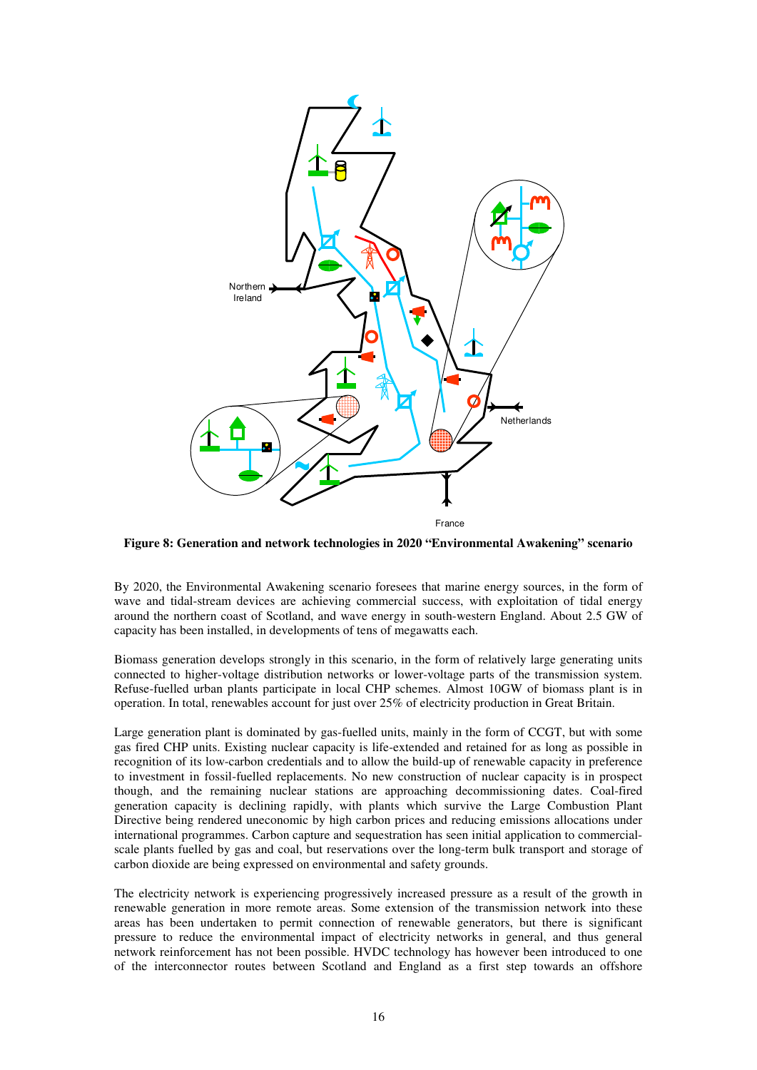Northern Ireland

Netherlands

France

**Figure 8: Generation and network technologies in 2020 "Environmental Awakening" scenario**

By 2020, the Environmental Awakening scenario foresees that marine energy sources, in the form of wave and tidal-stream devices are achieving commercial success, with exploitation of tidal energy around the northern coast of Scotland, and wave energy in south-western England. About 2.5 GW of capacity has been installed, in developments of tens of megawatts each.

Biomass generation develops strongly in this scenario, in the form of relatively large generating units connected to higher-voltage distribution networks or lower-voltage parts of the transmission system. Refuse-fuelled urban plants participate in local CHP schemes. Almost 10GW of biomass plant is in operation. In total, renewables account for just over 25% of electricity production in Great Britain.

Large generation plant is dominated by gas-fuelled units, mainly in the form of CCGT, but with some gas fired CHP units. Existing nuclear capacity is life-extended and retained for as long as possible in recognition of its low-carbon credentials and to allow the build-up of renewable capacity in preference to investment in fossil-fuelled replacements. No new construction of nuclear capacity is in prospect though, and the remaining nuclear stations are approaching decommissioning dates. Coal-fired generation capacity is declining rapidly, with plants which survive the Large Combustion Plant Directive being rendered uneconomic by high carbon prices and reducing emissions allocations under international programmes. Carbon capture and sequestration has seen initial application to commercial-scale plants fuelled by gas and coal, but reservations over the long-term bulk transport and storage of carbon dioxide are being expressed on environmental and safety grounds.

The electricity network is experiencing progressively increased pressure as a result of the growth in renewable generation in more remote areas. Some extension of the transmission network into these areas has been undertaken to permit connection of renewable generators, but there is significant pressure to reduce the environmental impact of electricity networks in general, and thus general network reinforcement has not been possible. HVDC technology has however been introduced to one of the interconnector routes between Scotland and England as a first step towards an offshore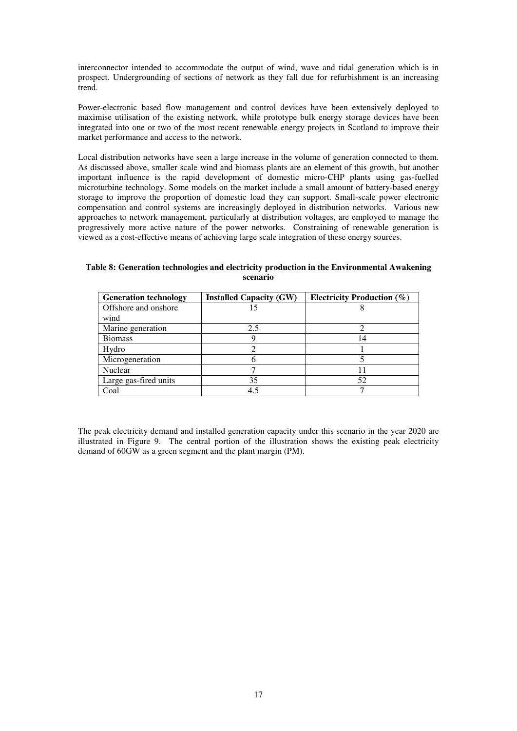interconnector intended to accommodate the output of wind, wave and tidal generation which is in prospect. Undergrounding of sections of network as they fall due for refurbishment is an increasing trend.

Power-electronic based flow management and control devices have been extensively deployed to maximise utilisation of the existing network, while prototype bulk energy storage devices have been integrated into one or two of the most recent renewable energy projects in Scotland to improve their market performance and access to the network.

Local distribution networks have seen a large increase in the volume of generation connected to them. As discussed above, smaller scale wind and biomass plants are an element of this growth, but another important influence is the rapid development of domestic micro-CHP plants using gas-fuelled microturbine technology. Some models on the market include a small amount of battery-based energy storage to improve the proportion of domestic load they can support. Small-scale power electronic compensation and control systems are increasingly deployed in distribution networks. Various new approaches to network management, particularly at distribution voltages, are employed to manage the progressively more active nature of the power networks. Constraining of renewable generation is viewed as a cost-effective means of achieving large scale integration of these energy sources.

**Table 8: Generation technologies and electricity production in the Environmental Awakening scenario**

| Generation technology | Installed Capacity (GW) | Electricity Production (%) |
|---|---|---|
| Offshore and onshore wind | 15 | 8 |
| Marine generation | 2.5 | 2 |
| Biomass | 9 | 14 |
| Hydro | 2 | 1 |
| Microgeneration | 6 | 5 |
| Nuclear | 7 | 11 |
| Large gas-fired units | 35 | 52 |
| Coal | 4.5 | 7 |

The peak electricity demand and installed generation capacity under this scenario in the year 2020 are illustrated in Figure 9. The central portion of the illustration shows the existing peak electricity demand of 60GW as a green segment and the plant margin (PM).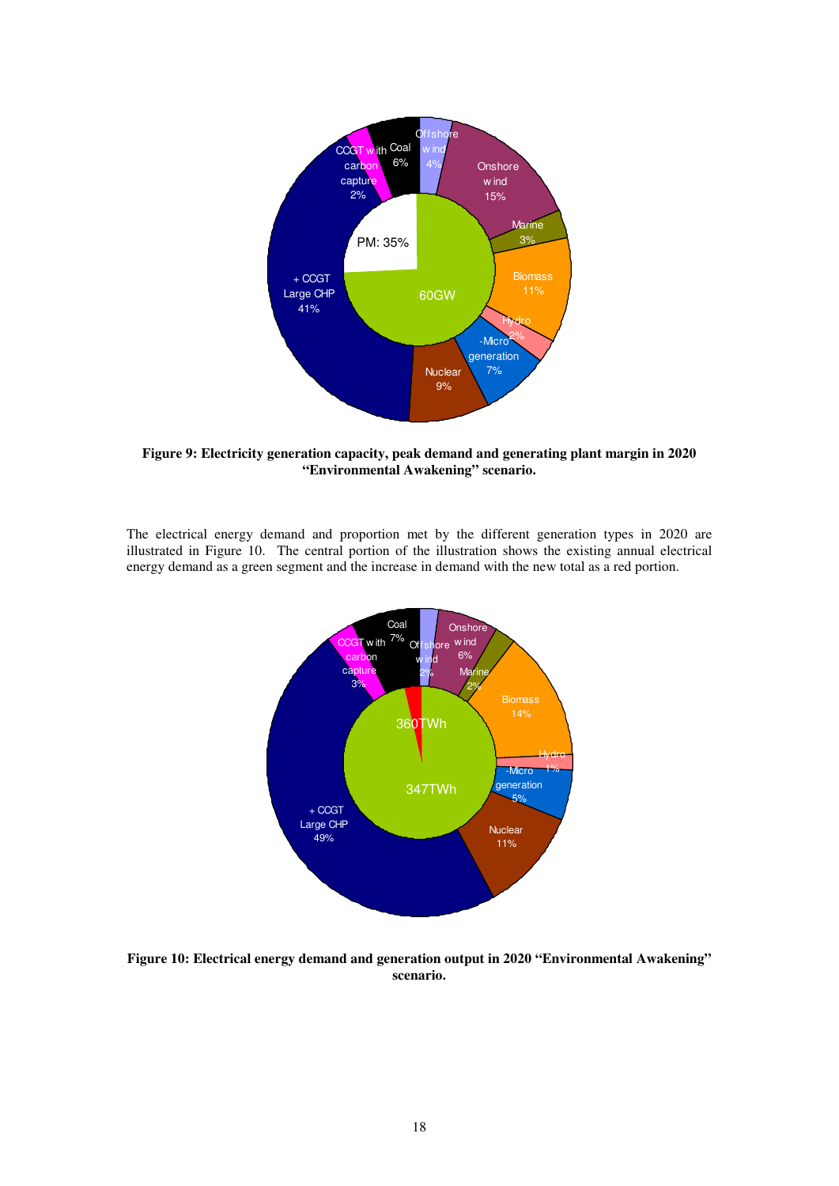**Figure 9: Electricity generation capacity, peak demand and generating plant margin in 2020 "Environmental Awakening" scenario.**

The electrical energy demand and proportion met by the different generation types in 2020 are illustrated in Figure 10. The central portion of the illustration shows the existing annual electrical energy demand as a green segment and the increase in demand with the new total as a red portion.

**Figure 10: Electrical energy demand and generation output in 2020 "Environmental Awakening" scenario.**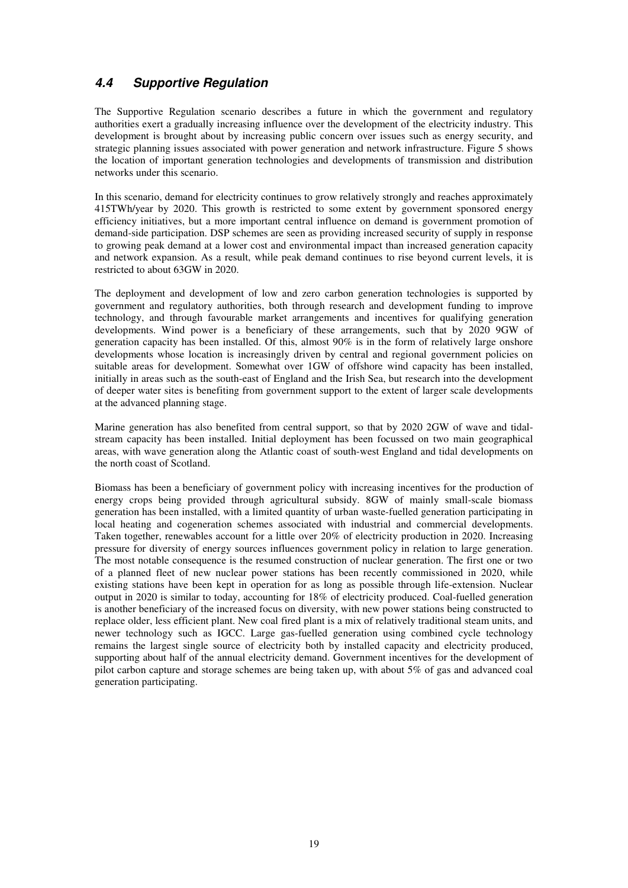## 4.4 *Supportive Regulation*

The Supportive Regulation scenario describes a future in which the government and regulatory authorities exert a gradually increasing influence over the development of the electricity industry. This development is brought about by increasing public concern over issues such as energy security, and strategic planning issues associated with power generation and network infrastructure. Figure 5 shows the location of important generation technologies and developments of transmission and distribution networks under this scenario.

In this scenario, demand for electricity continues to grow relatively strongly and reaches approximately 415TWh/year by 2020. This growth is restricted to some extent by government sponsored energy efficiency initiatives, but a more important central influence on demand is government promotion of demand-side participation. DSP schemes are seen as providing increased security of supply in response to growing peak demand at a lower cost and environmental impact than increased generation capacity and network expansion. As a result, while peak demand continues to rise beyond current levels, it is restricted to about 63GW in 2020.

The deployment and development of low and zero carbon generation technologies is supported by government and regulatory authorities, both through research and development funding to improve technology, and through favourable market arrangements and incentives for qualifying generation developments. Wind power is a beneficiary of these arrangements, such that by 2020 9GW of generation capacity has been installed. Of this, almost 90% is in the form of relatively large onshore developments whose location is increasingly driven by central and regional government policies on suitable areas for development. Somewhat over 1GW of offshore wind capacity has been installed, initially in areas such as the south-east of England and the Irish Sea, but research into the development of deeper water sites is benefiting from government support to the extent of larger scale developments at the advanced planning stage.

Marine generation has also benefited from central support, so that by 2020 2GW of wave and tidal-stream capacity has been installed. Initial deployment has been focussed on two main geographical areas, with wave generation along the Atlantic coast of south-west England and tidal developments on the north coast of Scotland.

Biomass has been a beneficiary of government policy with increasing incentives for the production of energy crops being provided through agricultural subsidy. 8GW of mainly small-scale biomass generation has been installed, with a limited quantity of urban waste-fuelled generation participating in local heating and cogeneration schemes associated with industrial and commercial developments. Taken together, renewables account for a little over 20% of electricity production in 2020. Increasing pressure for diversity of energy sources influences government policy in relation to large generation. The most notable consequence is the resumed construction of nuclear generation. The first one or two of a planned fleet of new nuclear power stations has been recently commissioned in 2020, while existing stations have been kept in operation for as long as possible through life-extension. Nuclear output in 2020 is similar to today, accounting for 18% of electricity produced. Coal-fuelled generation is another beneficiary of the increased focus on diversity, with new power stations being constructed to replace older, less efficient plant. New coal fired plant is a mix of relatively traditional steam units, and newer technology such as IGCC. Large gas-fuelled generation using combined cycle technology remains the largest single source of electricity both by installed capacity and electricity produced, supporting about half of the annual electricity demand. Government incentives for the development of pilot carbon capture and storage schemes are being taken up, with about 5% of gas and advanced coal generation participating.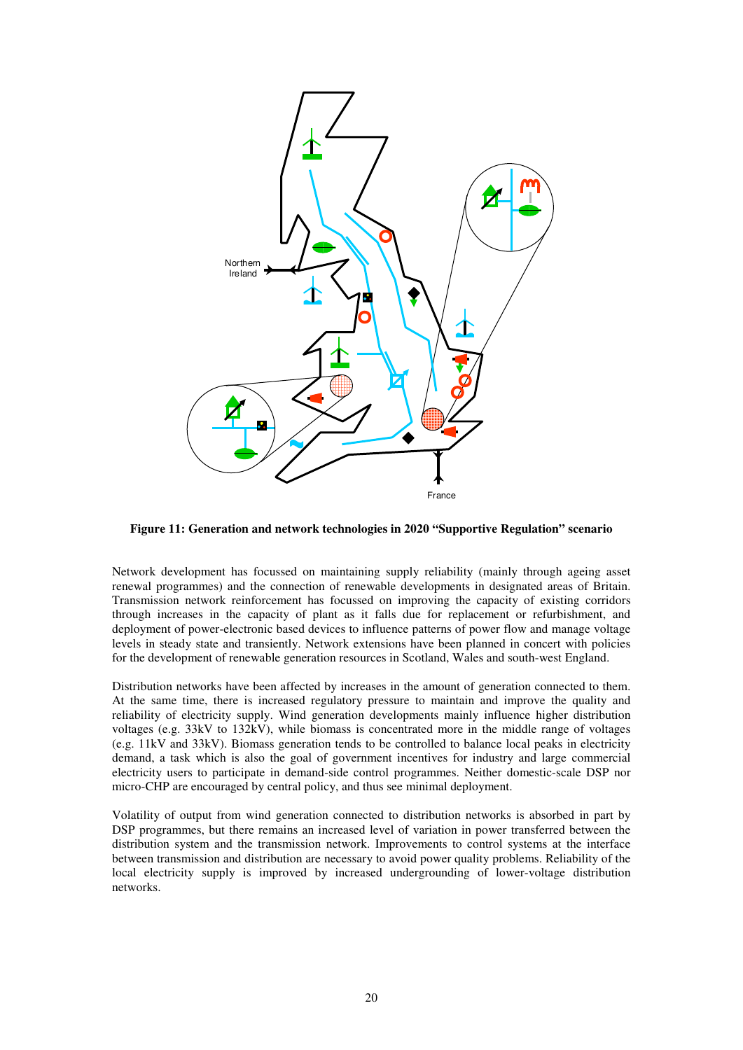**Figure 11: Generation and network technologies in 2020 "Supportive Regulation" scenario**

Network development has focussed on maintaining supply reliability (mainly through ageing asset renewal programmes) and the connection of renewable developments in designated areas of Britain. Transmission network reinforcement has focussed on improving the capacity of existing corridors through increases in the capacity of plant as it falls due for replacement or refurbishment, and deployment of power-electronic based devices to influence patterns of power flow and manage voltage levels in steady state and transiently. Network extensions have been planned in concert with policies for the development of renewable generation resources in Scotland, Wales and south-west England.

Distribution networks have been affected by increases in the amount of generation connected to them. At the same time, there is increased regulatory pressure to maintain and improve the quality and reliability of electricity supply. Wind generation developments mainly influence higher distribution voltages (e.g. 33kV to 132kV), while biomass is concentrated more in the middle range of voltages (e.g. 11kV and 33kV). Biomass generation tends to be controlled to balance local peaks in electricity demand, a task which is also the goal of government incentives for industry and large commercial electricity users to participate in demand-side control programmes. Neither domestic-scale DSP nor micro-CHP are encouraged by central policy, and thus see minimal deployment.

Volatility of output from wind generation connected to distribution networks is absorbed in part by DSP programmes, but there remains an increased level of variation in power transferred between the distribution system and the transmission network. Improvements to control systems at the interface between transmission and distribution are necessary to avoid power quality problems. Reliability of the local electricity supply is improved by increased undergrounding of lower-voltage distribution networks.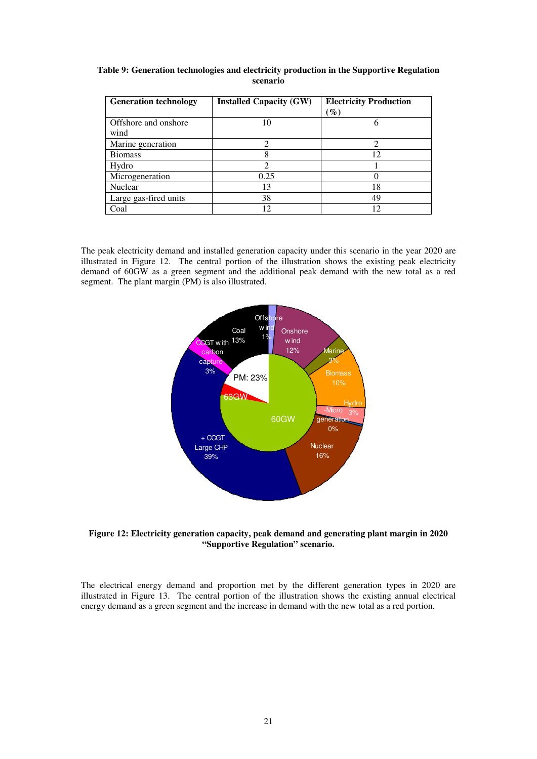**Table 9: Generation technologies and electricity production in the Supportive Regulation scenario**

| Generation technology | Installed Capacity (GW) | Electricity Production (%) |
|---|---|---|
| Offshore and onshore wind | 10 | 6 |
| Marine generation | 2 | 2 |
| Biomass | 8 | 12 |
| Hydro | 2 | 1 |
| Microgeneration | 0.25 | 0 |
| Nuclear | 13 | 18 |
| Large gas-fired units | 38 | 49 |
| Coal | 12 | 12 |

The peak electricity demand and installed generation capacity under this scenario in the year 2020 are illustrated in Figure 12. The central portion of the illustration shows the existing peak electricity demand of 60GW as a green segment and the additional peak demand with the new total as a red segment. The plant margin (PM) is also illustrated.

**Figure 12: Electricity generation capacity, peak demand and generating plant margin in 2020 "Supportive Regulation" scenario.**

The electrical energy demand and proportion met by the different generation types in 2020 are illustrated in Figure 13. The central portion of the illustration shows the existing annual electrical energy demand as a green segment and the increase in demand with the new total as a red portion.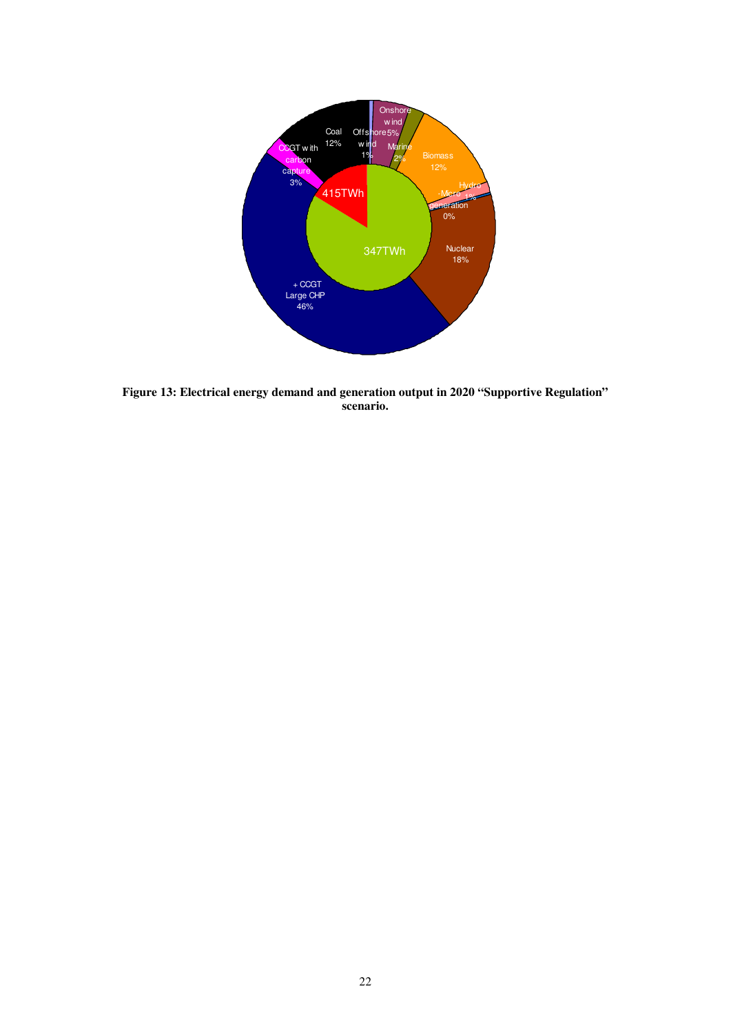**Figure 13: Electrical energy demand and generation output in 2020 "Supportive Regulation" scenario.**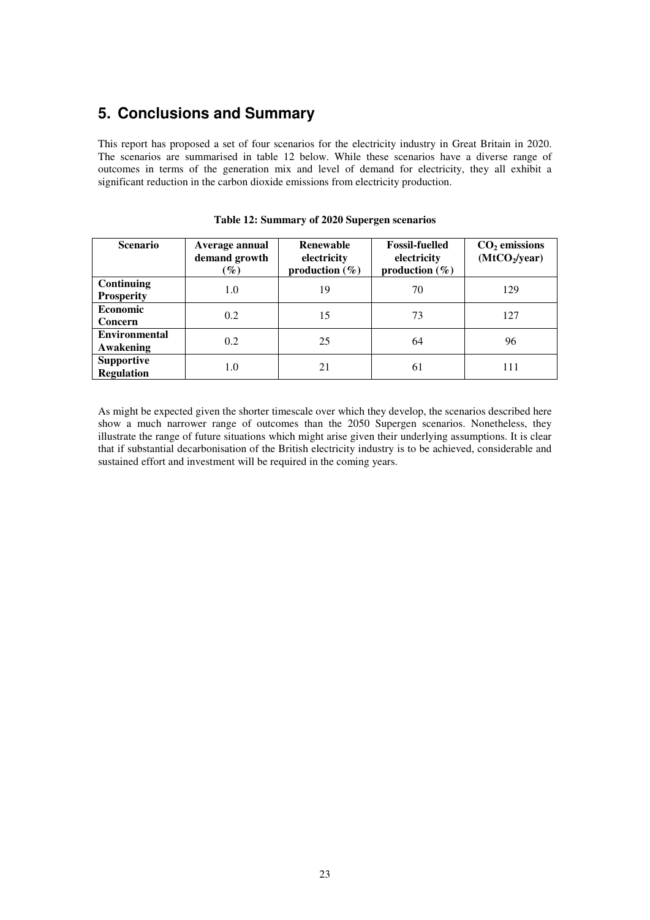## 5. Conclusions and Summary

This report has proposed a set of four scenarios for the electricity industry in Great Britain in 2020. The scenarios are summarised in table 12 below. While these scenarios have a diverse range of outcomes in terms of the generation mix and level of demand for electricity, they all exhibit a significant reduction in the carbon dioxide emissions from electricity production.

**Table 12: Summary of 2020 Supergen scenarios**

| Scenario | Average annual demand growth (%) | Renewable electricity production (%) | Fossil-fuelled electricity production (%) | $CO_2$ emissions ($MtCO_2$/year) |
|---|---|---|---|---|
| **Continuing Prosperity** | 1.0 | 19 | 70 | 129 |
| **Economic Concern** | 0.2 | 15 | 73 | 127 |
| **Environmental Awakening** | 0.2 | 25 | 64 | 96 |
| **Supportive Regulation** | 1.0 | 21 | 61 | 111 |

As might be expected given the shorter timescale over which they develop, the scenarios described here show a much narrower range of outcomes than the 2050 Supergen scenarios. Nonetheless, they illustrate the range of future situations which might arise given their underlying assumptions. It is clear that if substantial decarbonisation of the British electricity industry is to be achieved, considerable and sustained effort and investment will be required in the coming years.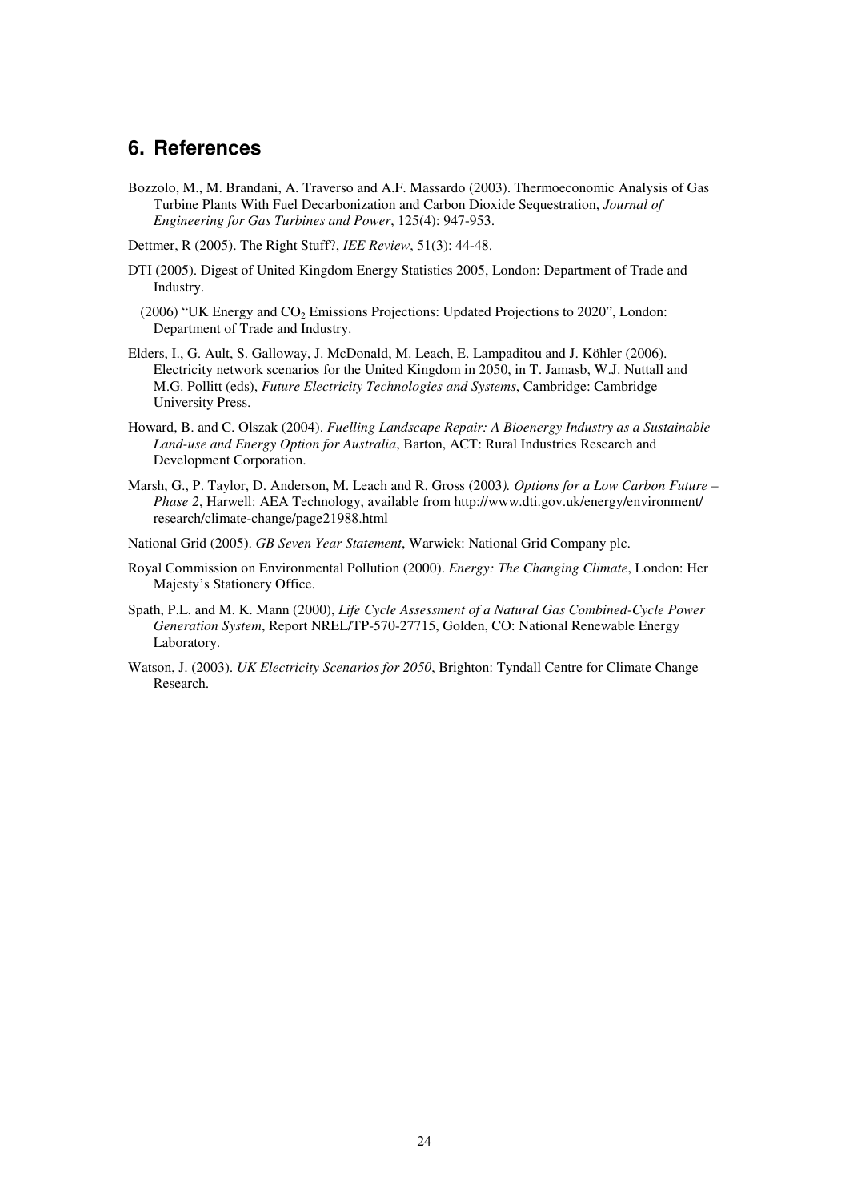## 6. References

Bozzolo, M., M. Brandani, A. Traverso and A.F. Massardo (2003). Thermoeconomic Analysis of Gas Turbine Plants With Fuel Decarbonization and Carbon Dioxide Sequestration, *Journal of Engineering for Gas Turbines and Power*, 125(4): 947-953.

Dettmer, R (2005). The Right Stuff?, *IEE Review*, 51(3): 44-48.

DTI (2005). Digest of United Kingdom Energy Statistics 2005, London: Department of Trade and Industry.

(2006) "UK Energy and $CO_2$ Emissions Projections: Updated Projections to 2020", London: Department of Trade and Industry.

Elders, I., G. Ault, S. Galloway, J. McDonald, M. Leach, E. Lampaditou and J. Köhler (2006). Electricity network scenarios for the United Kingdom in 2050, in T. Jamasb, W.J. Nuttall and M.G. Pollitt (eds), *Future Electricity Technologies and Systems*, Cambridge: Cambridge University Press.

Howard, B. and C. Olszak (2004). *Fuelling Landscape Repair: A Bioenergy Industry as a Sustainable Land-use and Energy Option for Australia*, Barton, ACT: Rural Industries Research and Development Corporation.

Marsh, G., P. Taylor, D. Anderson, M. Leach and R. Gross (2003*). Options for a Low Carbon Future – Phase 2*, Harwell: AEA Technology, available from http://www.dti.gov.uk/energy/environment/research/climate-change/page21988.html

National Grid (2005). *GB Seven Year Statement*, Warwick: National Grid Company plc.

Royal Commission on Environmental Pollution (2000). *Energy: The Changing Climate*, London: Her Majesty's Stationery Office.

Spath, P.L. and M. K. Mann (2000), *Life Cycle Assessment of a Natural Gas Combined-Cycle Power Generation System*, Report NREL/TP-570-27715, Golden, CO: National Renewable Energy Laboratory.

Watson, J. (2003). *UK Electricity Scenarios for 2050*, Brighton: Tyndall Centre for Climate Change Research.